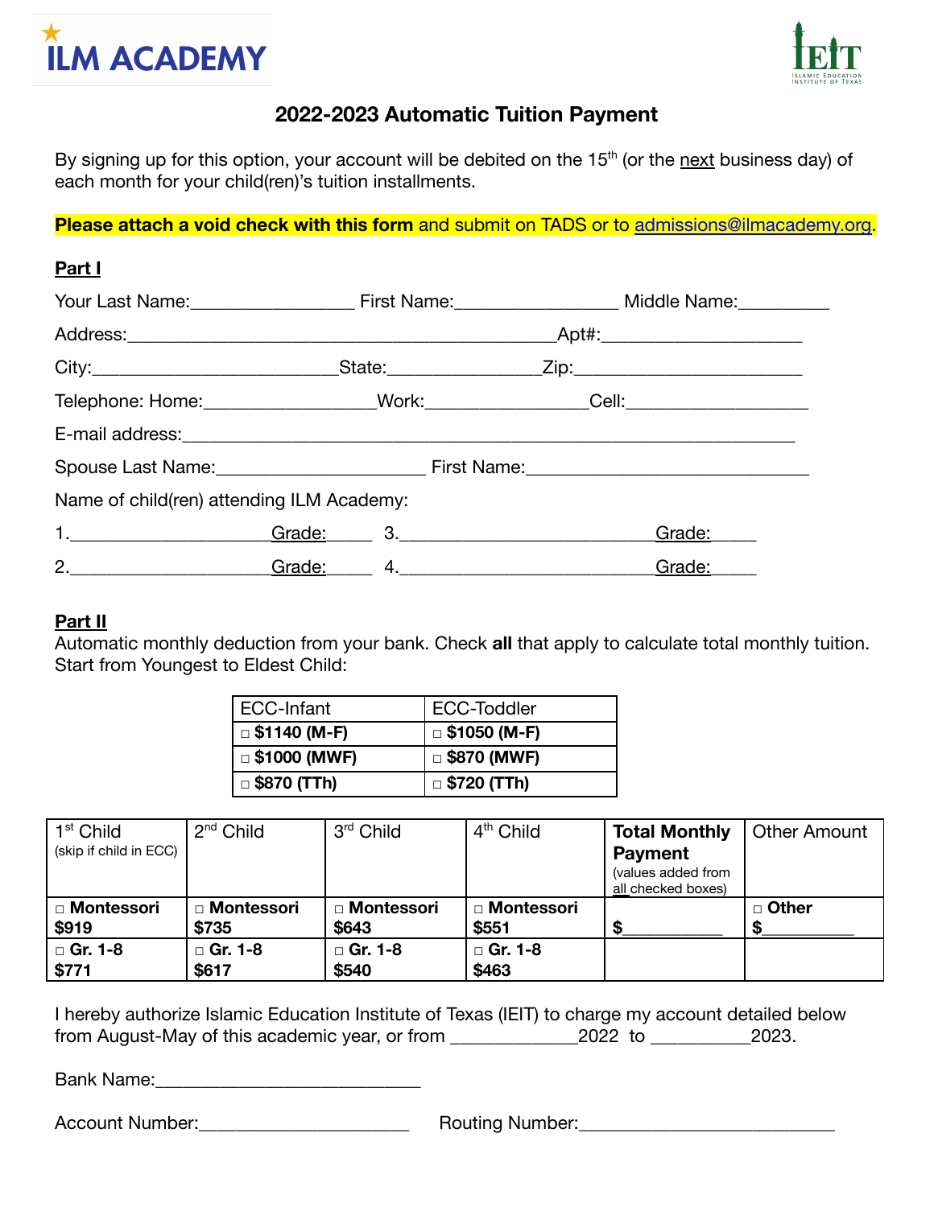ILM ACADEMY

IEIT
Islamic Education Institute of Texas

# 2022-2023 Automatic Tuition Payment

By signing up for this option, your account will be debited on the 15th (or the next business day) of each month for your child(ren)'s tuition installments.

**Please attach a void check with this form** and submit on TADS or to admissions@ilmacademy.org.

## Part I

Your Last Name:________________ First Name:________________ Middle Name:_________

Address:____________________________________________Apt#:____________________

City:_________________________State:_______________Zip:_______________________

Telephone: Home:_________________Work:________________Cell:__________________

E-mail address:______________________________________________________________

Spouse Last Name:_____________________ First Name:_____________________________

Name of child(ren) attending ILM Academy:

1.____________________Grade:_____ 3.__________________________Grade:_____

2.____________________Grade:_____ 4.__________________________Grade:_____

## Part II

Automatic monthly deduction from your bank. Check **all** that apply to calculate total monthly tuition. Start from Youngest to Eldest Child:

| ECC-Infant | ECC-Toddler |
|---|---|
| □ **$1140 (M-F)** | □ **$1050 (M-F)** |
| □ **$1000 (MWF)** | □ **$870 (MWF)** |
| □ **$870 (TTh)** | □ **$720 (TTh)** |

| 1st Child (skip if child in ECC) | 2nd Child | 3rd Child | 4th Child | **Total Monthly Payment** (values added from all checked boxes) | Other Amount |
|---|---|---|---|---|---|
| □ **Montessori $919** | □ **Montessori $735** | □ **Montessori $643** | □ **Montessori $551** | **$**__________ | □ **Other $**__________ |
| □ **Gr. 1-8 $771** | □ **Gr. 1-8 $617** | □ **Gr. 1-8 $540** | □ **Gr. 1-8 $463** | | |

I hereby authorize Islamic Education Institute of Texas (IEIT) to charge my account detailed below from August-May of this academic year, or from _____________2022 to __________2023.

Bank Name:___________________________

Account Number:______________________ Routing Number:__________________________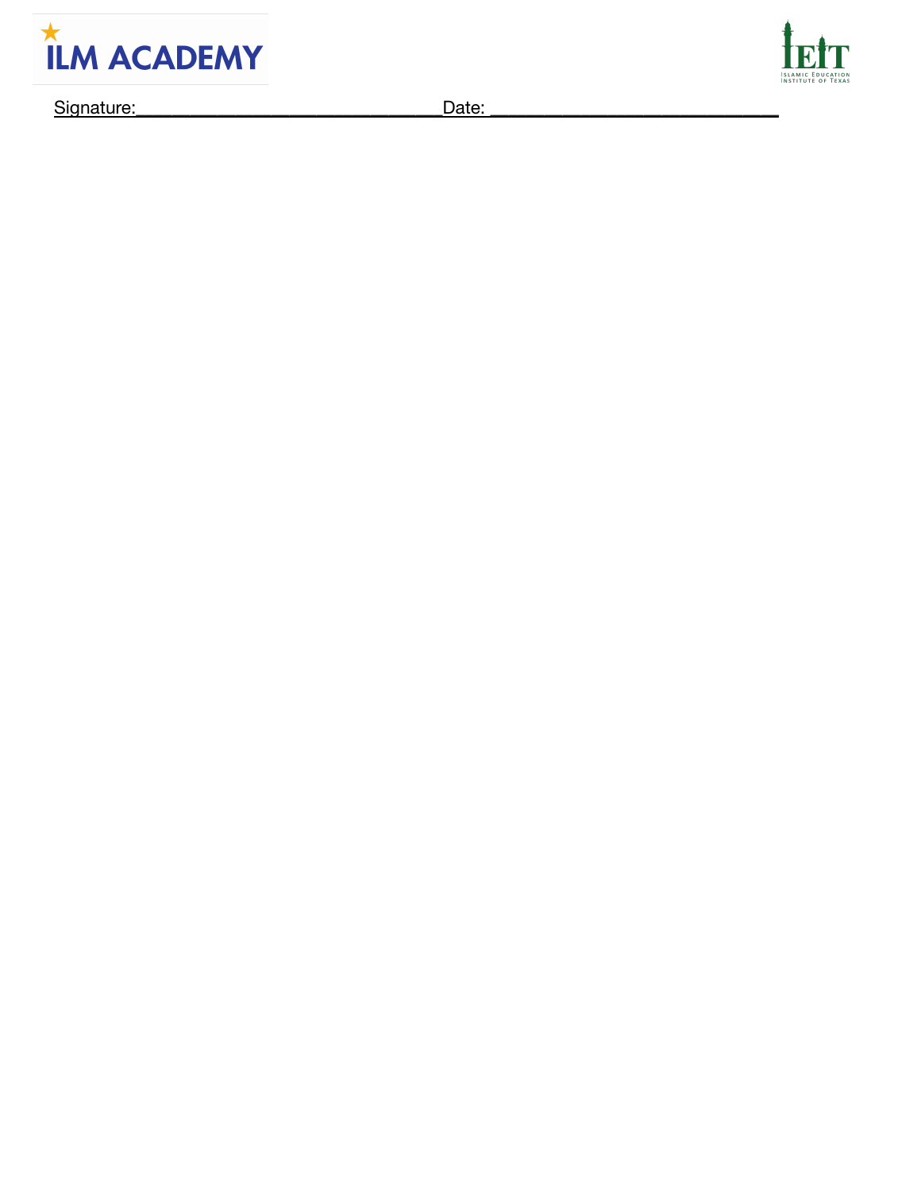ILM ACADEMY

IEIT
ISLAMIC EDUCATION INSTITUTE OF TEXAS

Signature:_______________________________Date: _____________________________